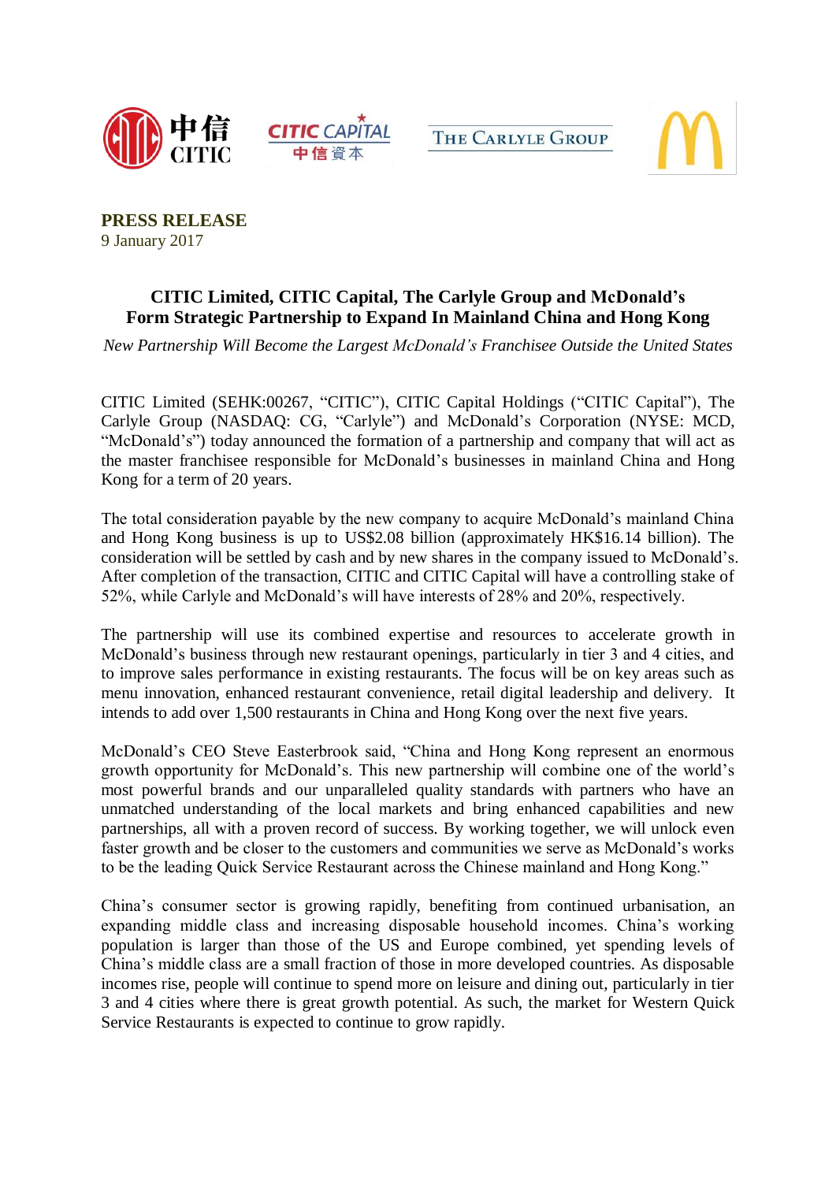**PRESS RELEASE**
9 January 2017

# CITIC Limited, CITIC Capital, The Carlyle Group and McDonald's Form Strategic Partnership to Expand In Mainland China and Hong Kong

*New Partnership Will Become the Largest McDonald's Franchisee Outside the United States*

CITIC Limited (SEHK:00267, "CITIC"), CITIC Capital Holdings ("CITIC Capital"), The Carlyle Group (NASDAQ: CG, "Carlyle") and McDonald's Corporation (NYSE: MCD, "McDonald's") today announced the formation of a partnership and company that will act as the master franchisee responsible for McDonald's businesses in mainland China and Hong Kong for a term of 20 years.

The total consideration payable by the new company to acquire McDonald's mainland China and Hong Kong business is up to US$2.08 billion (approximately HK$16.14 billion). The consideration will be settled by cash and by new shares in the company issued to McDonald's. After completion of the transaction, CITIC and CITIC Capital will have a controlling stake of 52%, while Carlyle and McDonald's will have interests of 28% and 20%, respectively.

The partnership will use its combined expertise and resources to accelerate growth in McDonald's business through new restaurant openings, particularly in tier 3 and 4 cities, and to improve sales performance in existing restaurants. The focus will be on key areas such as menu innovation, enhanced restaurant convenience, retail digital leadership and delivery. It intends to add over 1,500 restaurants in China and Hong Kong over the next five years.

McDonald's CEO Steve Easterbrook said, "China and Hong Kong represent an enormous growth opportunity for McDonald's. This new partnership will combine one of the world's most powerful brands and our unparalleled quality standards with partners who have an unmatched understanding of the local markets and bring enhanced capabilities and new partnerships, all with a proven record of success. By working together, we will unlock even faster growth and be closer to the customers and communities we serve as McDonald's works to be the leading Quick Service Restaurant across the Chinese mainland and Hong Kong."

China's consumer sector is growing rapidly, benefiting from continued urbanisation, an expanding middle class and increasing disposable household incomes. China's working population is larger than those of the US and Europe combined, yet spending levels of China's middle class are a small fraction of those in more developed countries. As disposable incomes rise, people will continue to spend more on leisure and dining out, particularly in tier 3 and 4 cities where there is great growth potential. As such, the market for Western Quick Service Restaurants is expected to continue to grow rapidly.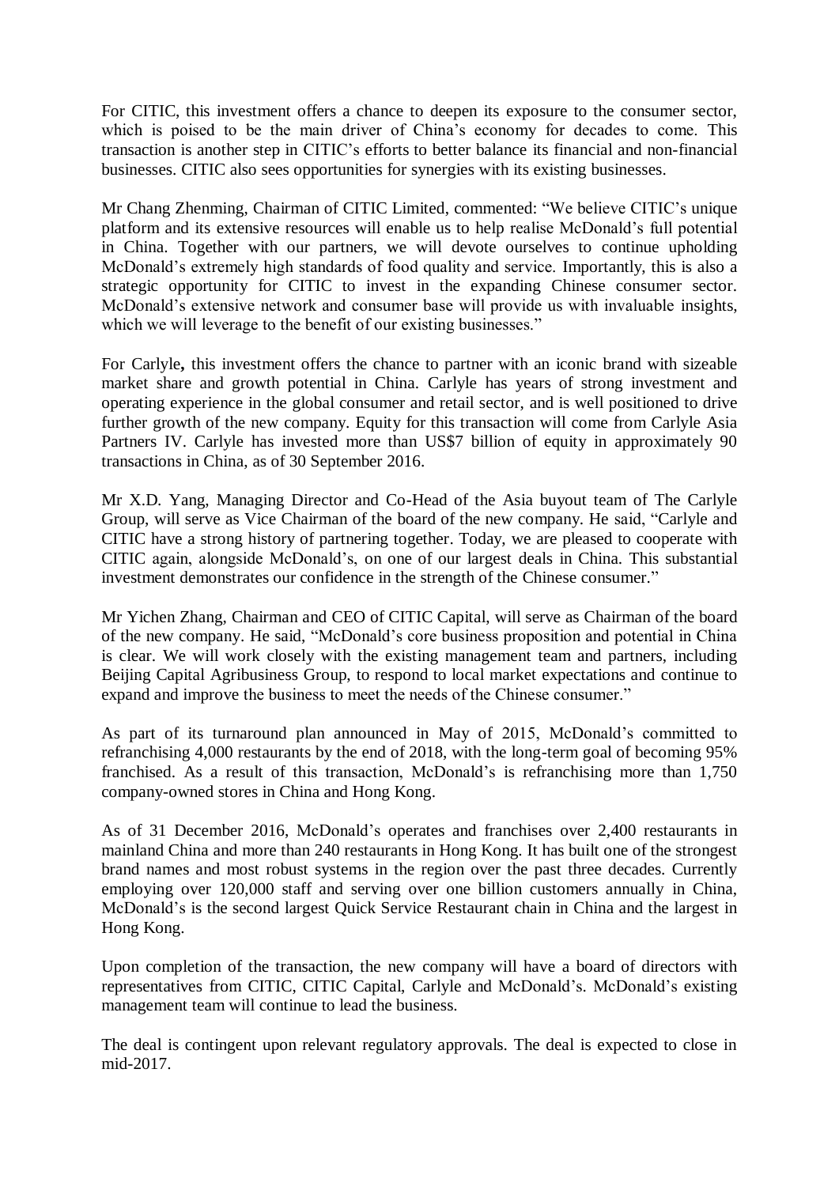For CITIC, this investment offers a chance to deepen its exposure to the consumer sector, which is poised to be the main driver of China's economy for decades to come. This transaction is another step in CITIC's efforts to better balance its financial and non-financial businesses. CITIC also sees opportunities for synergies with its existing businesses.

Mr Chang Zhenming, Chairman of CITIC Limited, commented: "We believe CITIC's unique platform and its extensive resources will enable us to help realise McDonald's full potential in China. Together with our partners, we will devote ourselves to continue upholding McDonald's extremely high standards of food quality and service. Importantly, this is also a strategic opportunity for CITIC to invest in the expanding Chinese consumer sector. McDonald's extensive network and consumer base will provide us with invaluable insights, which we will leverage to the benefit of our existing businesses."

For Carlyle**,** this investment offers the chance to partner with an iconic brand with sizeable market share and growth potential in China. Carlyle has years of strong investment and operating experience in the global consumer and retail sector, and is well positioned to drive further growth of the new company. Equity for this transaction will come from Carlyle Asia Partners IV. Carlyle has invested more than US$7 billion of equity in approximately 90 transactions in China, as of 30 September 2016.

Mr X.D. Yang, Managing Director and Co-Head of the Asia buyout team of The Carlyle Group, will serve as Vice Chairman of the board of the new company. He said, "Carlyle and CITIC have a strong history of partnering together. Today, we are pleased to cooperate with CITIC again, alongside McDonald's, on one of our largest deals in China. This substantial investment demonstrates our confidence in the strength of the Chinese consumer."

Mr Yichen Zhang, Chairman and CEO of CITIC Capital, will serve as Chairman of the board of the new company. He said, "McDonald's core business proposition and potential in China is clear. We will work closely with the existing management team and partners, including Beijing Capital Agribusiness Group, to respond to local market expectations and continue to expand and improve the business to meet the needs of the Chinese consumer."

As part of its turnaround plan announced in May of 2015, McDonald's committed to refranchising 4,000 restaurants by the end of 2018, with the long-term goal of becoming 95% franchised. As a result of this transaction, McDonald's is refranchising more than 1,750 company-owned stores in China and Hong Kong.

As of 31 December 2016, McDonald's operates and franchises over 2,400 restaurants in mainland China and more than 240 restaurants in Hong Kong. It has built one of the strongest brand names and most robust systems in the region over the past three decades. Currently employing over 120,000 staff and serving over one billion customers annually in China, McDonald's is the second largest Quick Service Restaurant chain in China and the largest in Hong Kong.

Upon completion of the transaction, the new company will have a board of directors with representatives from CITIC, CITIC Capital, Carlyle and McDonald's. McDonald's existing management team will continue to lead the business.

The deal is contingent upon relevant regulatory approvals. The deal is expected to close in mid-2017.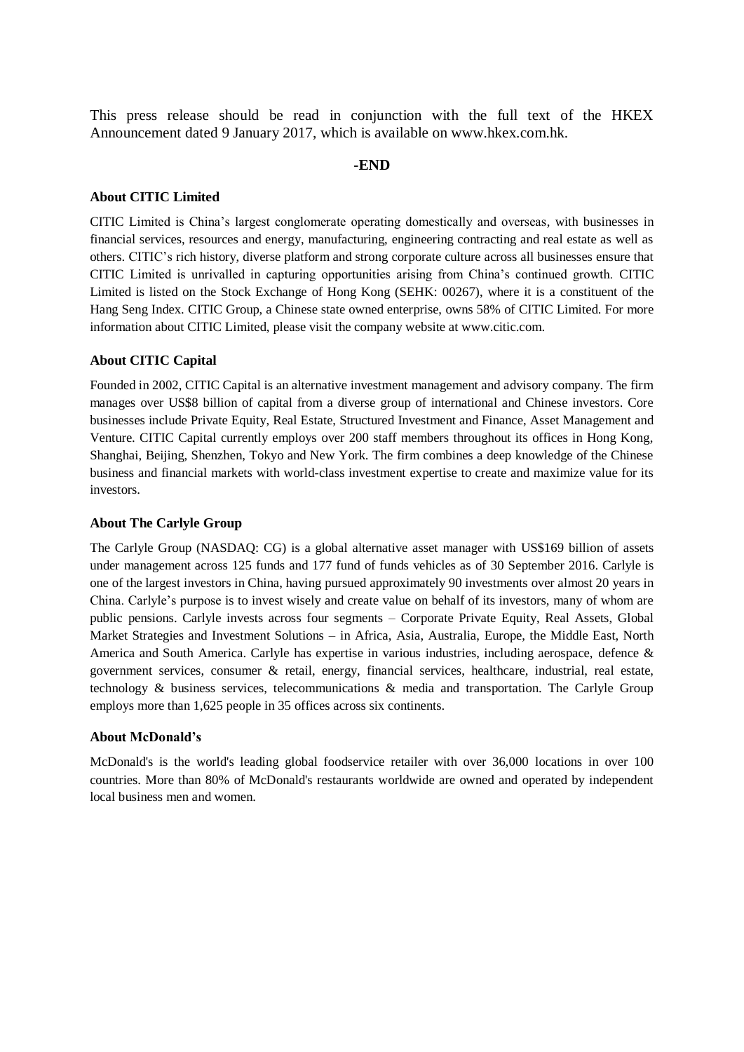This press release should be read in conjunction with the full text of the HKEX Announcement dated 9 January 2017, which is available on www.hkex.com.hk.

**-END**

**About CITIC Limited**

CITIC Limited is China's largest conglomerate operating domestically and overseas, with businesses in financial services, resources and energy, manufacturing, engineering contracting and real estate as well as others. CITIC's rich history, diverse platform and strong corporate culture across all businesses ensure that CITIC Limited is unrivalled in capturing opportunities arising from China's continued growth. CITIC Limited is listed on the Stock Exchange of Hong Kong (SEHK: 00267), where it is a constituent of the Hang Seng Index. CITIC Group, a Chinese state owned enterprise, owns 58% of CITIC Limited. For more information about CITIC Limited, please visit the company website at www.citic.com.

**About CITIC Capital**

Founded in 2002, CITIC Capital is an alternative investment management and advisory company. The firm manages over US$8 billion of capital from a diverse group of international and Chinese investors. Core businesses include Private Equity, Real Estate, Structured Investment and Finance, Asset Management and Venture. CITIC Capital currently employs over 200 staff members throughout its offices in Hong Kong, Shanghai, Beijing, Shenzhen, Tokyo and New York. The firm combines a deep knowledge of the Chinese business and financial markets with world-class investment expertise to create and maximize value for its investors.

**About The Carlyle Group**

The Carlyle Group (NASDAQ: CG) is a global alternative asset manager with US$169 billion of assets under management across 125 funds and 177 fund of funds vehicles as of 30 September 2016. Carlyle is one of the largest investors in China, having pursued approximately 90 investments over almost 20 years in China. Carlyle's purpose is to invest wisely and create value on behalf of its investors, many of whom are public pensions. Carlyle invests across four segments – Corporate Private Equity, Real Assets, Global Market Strategies and Investment Solutions – in Africa, Asia, Australia, Europe, the Middle East, North America and South America. Carlyle has expertise in various industries, including aerospace, defence & government services, consumer & retail, energy, financial services, healthcare, industrial, real estate, technology & business services, telecommunications & media and transportation. The Carlyle Group employs more than 1,625 people in 35 offices across six continents.

**About McDonald's**

McDonald's is the world's leading global foodservice retailer with over 36,000 locations in over 100 countries. More than 80% of McDonald's restaurants worldwide are owned and operated by independent local business men and women.